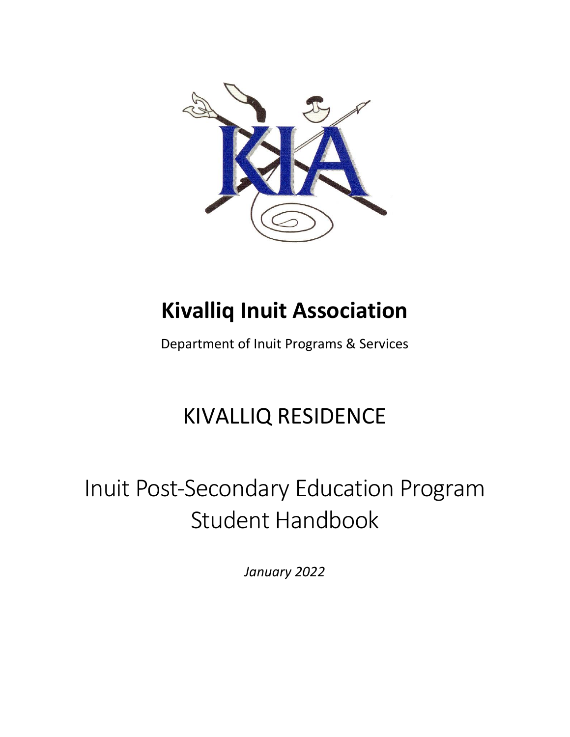# Kivalliq Inuit Association

Department of Inuit Programs & Services

## KIVALLIQ RESIDENCE

# Inuit Post-Secondary Education Program Student Handbook

*January 2022*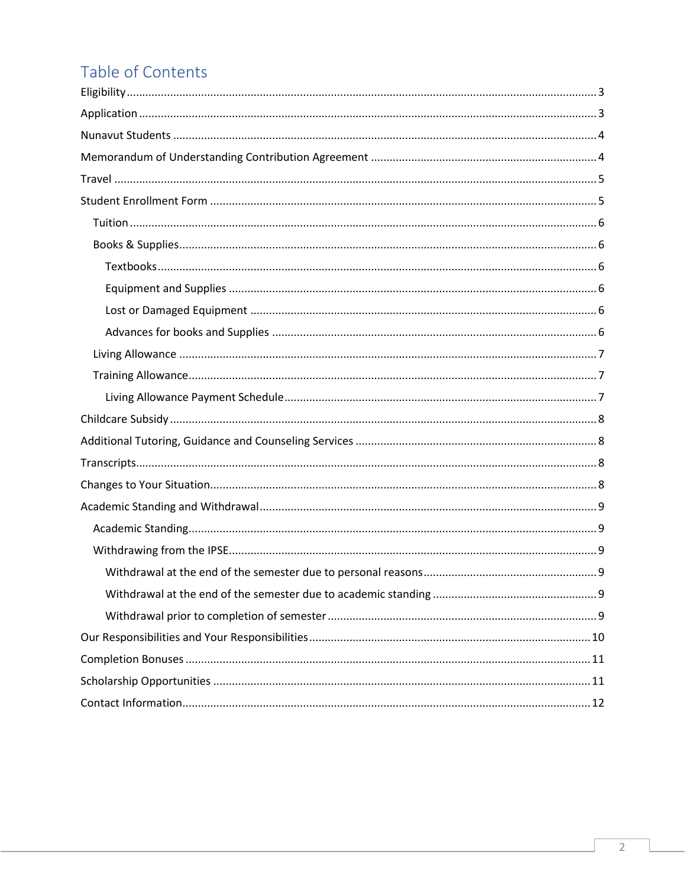# Table of Contents

- Eligibility ..... 3
- Application ..... 3
- Nunavut Students ..... 4
- Memorandum of Understanding Contribution Agreement ..... 4
- Travel ..... 5
- Student Enrollment Form ..... 5
  - Tuition ..... 6
  - Books & Supplies ..... 6
    - Textbooks ..... 6
    - Equipment and Supplies ..... 6
    - Lost or Damaged Equipment ..... 6
    - Advances for books and Supplies ..... 6
  - Living Allowance ..... 7
  - Training Allowance ..... 7
    - Living Allowance Payment Schedule ..... 7
- Childcare Subsidy ..... 8
- Additional Tutoring, Guidance and Counseling Services ..... 8
- Transcripts ..... 8
- Changes to Your Situation ..... 8
- Academic Standing and Withdrawal ..... 9
  - Academic Standing ..... 9
  - Withdrawing from the IPSE ..... 9
    - Withdrawal at the end of the semester due to personal reasons ..... 9
    - Withdrawal at the end of the semester due to academic standing ..... 9
    - Withdrawal prior to completion of semester ..... 9
- Our Responsibilities and Your Responsibilities ..... 10
- Completion Bonuses ..... 11
- Scholarship Opportunities ..... 11
- Contact Information ..... 12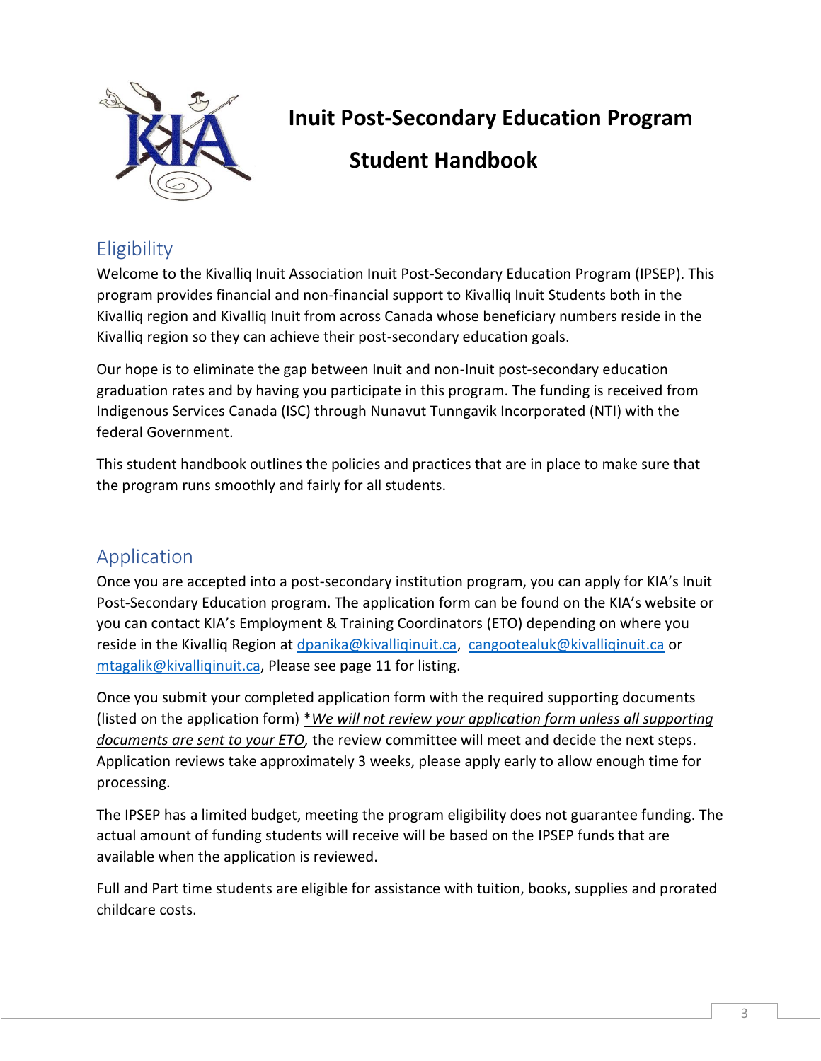# Inuit Post-Secondary Education Program

# Student Handbook

## Eligibility

Welcome to the Kivalliq Inuit Association Inuit Post-Secondary Education Program (IPSEP). This program provides financial and non-financial support to Kivalliq Inuit Students both in the Kivalliq region and Kivalliq Inuit from across Canada whose beneficiary numbers reside in the Kivalliq region so they can achieve their post-secondary education goals.

Our hope is to eliminate the gap between Inuit and non-Inuit post-secondary education graduation rates and by having you participate in this program. The funding is received from Indigenous Services Canada (ISC) through Nunavut Tunngavik Incorporated (NTI) with the federal Government.

This student handbook outlines the policies and practices that are in place to make sure that the program runs smoothly and fairly for all students.

## Application

Once you are accepted into a post-secondary institution program, you can apply for KIA's Inuit Post-Secondary Education program. The application form can be found on the KIA's website or you can contact KIA's Employment & Training Coordinators (ETO) depending on where you reside in the Kivalliq Region at dpanika@kivalliqinuit.ca, cangootealuk@kivalliqinuit.ca or mtagalik@kivalliqinuit.ca, Please see page 11 for listing.

Once you submit your completed application form with the required supporting documents (listed on the application form) *<u>*We will not review your application form unless all supporting documents are sent to your ETO*</u>, the review committee will meet and decide the next steps. Application reviews take approximately 3 weeks, please apply early to allow enough time for processing.

The IPSEP has a limited budget, meeting the program eligibility does not guarantee funding. The actual amount of funding students will receive will be based on the IPSEP funds that are available when the application is reviewed.

Full and Part time students are eligible for assistance with tuition, books, supplies and prorated childcare costs.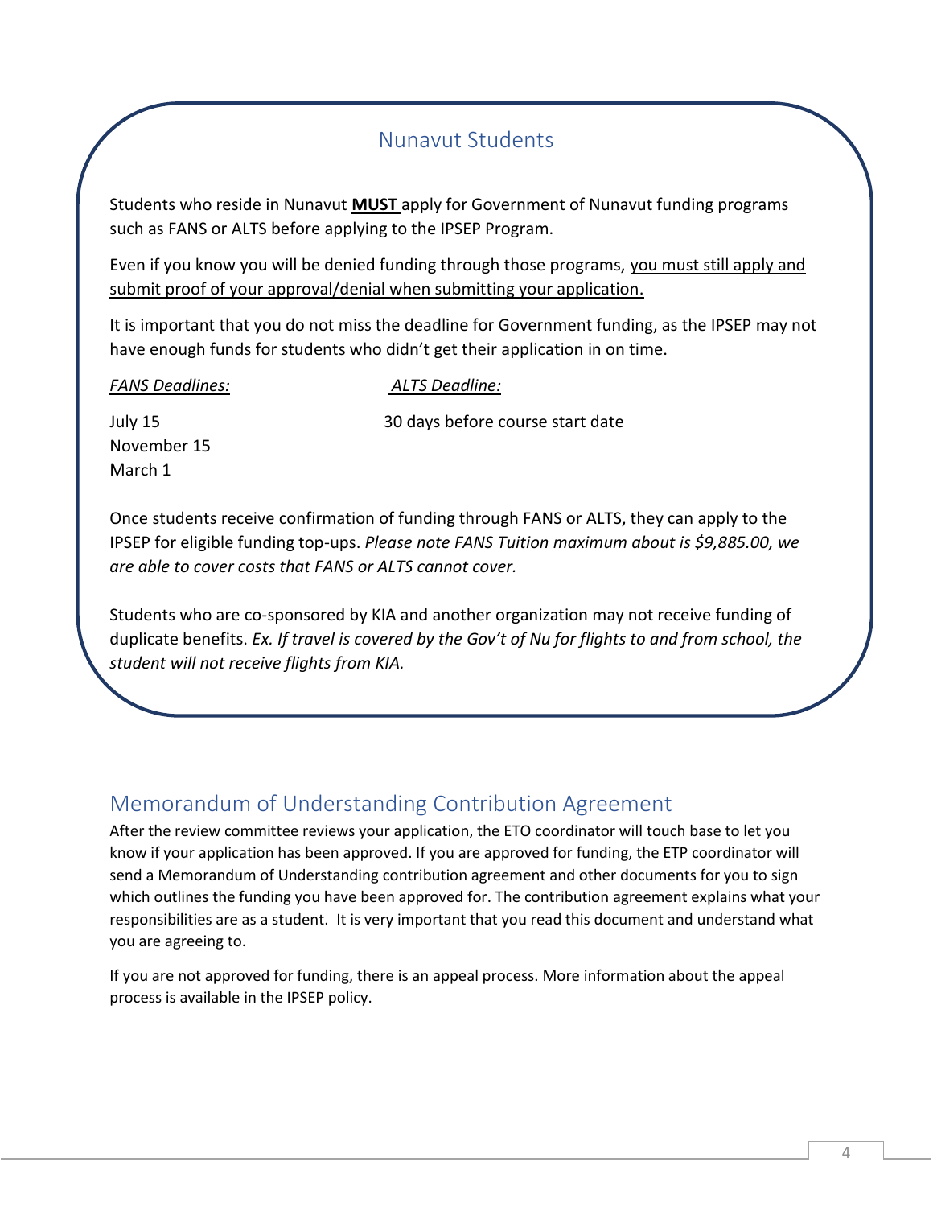## Nunavut Students

Students who reside in Nunavut **<u>MUST</u>** apply for Government of Nunavut funding programs such as FANS or ALTS before applying to the IPSEP Program.

Even if you know you will be denied funding through those programs, <u>you must still apply and submit proof of your approval/denial when submitting your application.</u>

It is important that you do not miss the deadline for Government funding, as the IPSEP may not have enough funds for students who didn't get their application in on time.

| *FANS Deadlines:* | *ALTS Deadline:* |
| --- | --- |
| July 15<br>November 15<br>March 1 | 30 days before course start date |

Once students receive confirmation of funding through FANS or ALTS, they can apply to the IPSEP for eligible funding top-ups. *Please note FANS Tuition maximum about is $9,885.00, we are able to cover costs that FANS or ALTS cannot cover.*

Students who are co-sponsored by KIA and another organization may not receive funding of duplicate benefits. *Ex. If travel is covered by the Gov't of Nu for flights to and from school, the student will not receive flights from KIA.*

## Memorandum of Understanding Contribution Agreement

After the review committee reviews your application, the ETO coordinator will touch base to let you know if your application has been approved. If you are approved for funding, the ETP coordinator will send a Memorandum of Understanding contribution agreement and other documents for you to sign which outlines the funding you have been approved for. The contribution agreement explains what your responsibilities are as a student. It is very important that you read this document and understand what you are agreeing to.

If you are not approved for funding, there is an appeal process. More information about the appeal process is available in the IPSEP policy.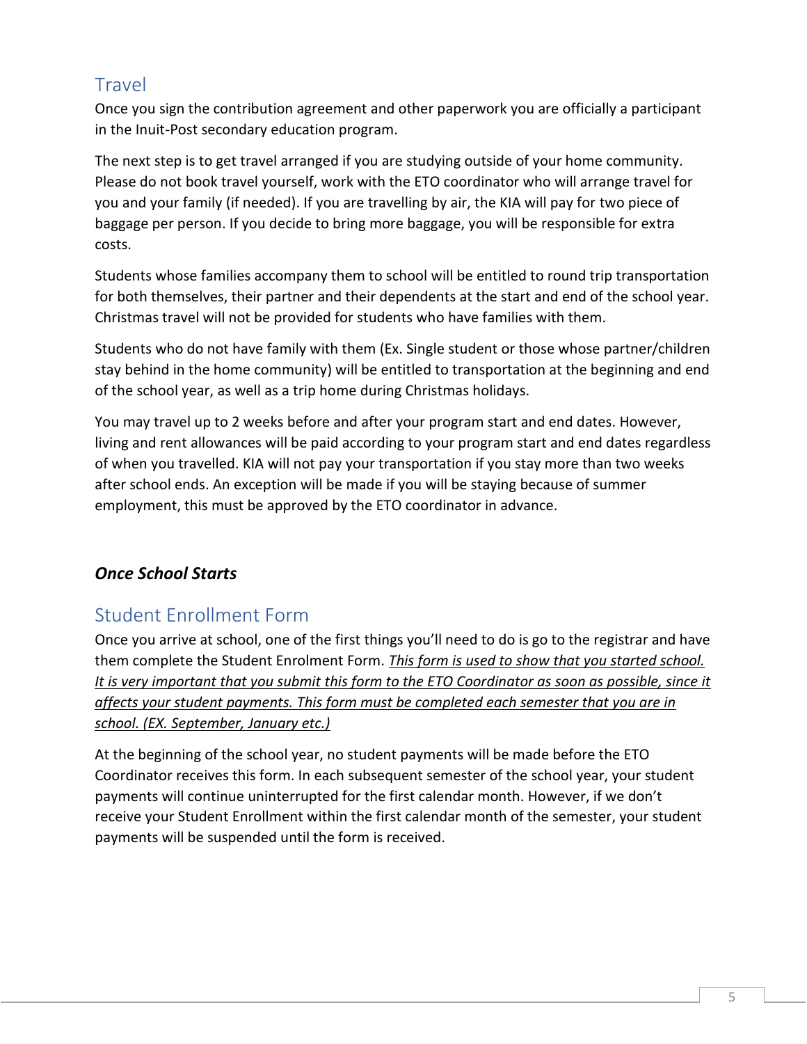## Travel

Once you sign the contribution agreement and other paperwork you are officially a participant in the Inuit-Post secondary education program.

The next step is to get travel arranged if you are studying outside of your home community. Please do not book travel yourself, work with the ETO coordinator who will arrange travel for you and your family (if needed). If you are travelling by air, the KIA will pay for two piece of baggage per person. If you decide to bring more baggage, you will be responsible for extra costs.

Students whose families accompany them to school will be entitled to round trip transportation for both themselves, their partner and their dependents at the start and end of the school year. Christmas travel will not be provided for students who have families with them.

Students who do not have family with them (Ex. Single student or those whose partner/children stay behind in the home community) will be entitled to transportation at the beginning and end of the school year, as well as a trip home during Christmas holidays.

You may travel up to 2 weeks before and after your program start and end dates. However, living and rent allowances will be paid according to your program start and end dates regardless of when you travelled. KIA will not pay your transportation if you stay more than two weeks after school ends. An exception will be made if you will be staying because of summer employment, this must be approved by the ETO coordinator in advance.

### ***Once School Starts***

## Student Enrollment Form

Once you arrive at school, one of the first things you'll need to do is go to the registrar and have them complete the Student Enrolment Form. *This form is used to show that you started school. It is very important that you submit this form to the ETO Coordinator as soon as possible, since it affects your student payments. This form must be completed each semester that you are in school. (EX. September, January etc.)*

At the beginning of the school year, no student payments will be made before the ETO Coordinator receives this form. In each subsequent semester of the school year, your student payments will continue uninterrupted for the first calendar month. However, if we don't receive your Student Enrollment within the first calendar month of the semester, your student payments will be suspended until the form is received.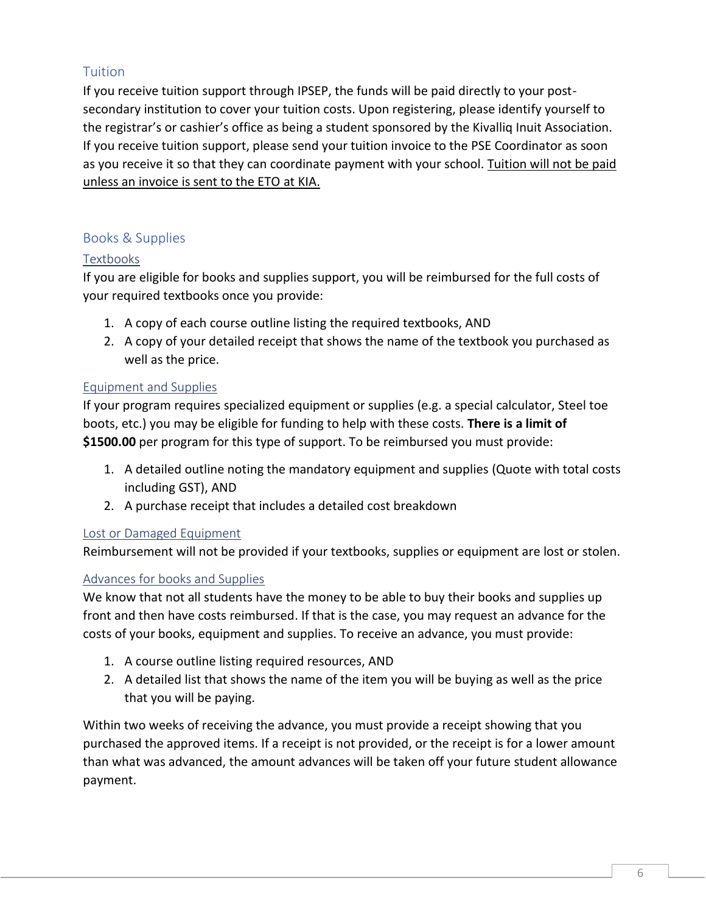## Tuition

If you receive tuition support through IPSEP, the funds will be paid directly to your post-secondary institution to cover your tuition costs. Upon registering, please identify yourself to the registrar's or cashier's office as being a student sponsored by the Kivalliq Inuit Association. If you receive tuition support, please send your tuition invoice to the PSE Coordinator as soon as you receive it so that they can coordinate payment with your school. Tuition will not be paid unless an invoice is sent to the ETO at KIA.

## Books & Supplies

### Textbooks

If you are eligible for books and supplies support, you will be reimbursed for the full costs of your required textbooks once you provide:

1. A copy of each course outline listing the required textbooks, AND
2. A copy of your detailed receipt that shows the name of the textbook you purchased as well as the price.

### Equipment and Supplies

If your program requires specialized equipment or supplies (e.g. a special calculator, Steel toe boots, etc.) you may be eligible for funding to help with these costs. **There is a limit of $1500.00** per program for this type of support. To be reimbursed you must provide:

1. A detailed outline noting the mandatory equipment and supplies (Quote with total costs including GST), AND
2. A purchase receipt that includes a detailed cost breakdown

### Lost or Damaged Equipment

Reimbursement will not be provided if your textbooks, supplies or equipment are lost or stolen.

### Advances for books and Supplies

We know that not all students have the money to be able to buy their books and supplies up front and then have costs reimbursed. If that is the case, you may request an advance for the costs of your books, equipment and supplies. To receive an advance, you must provide:

1. A course outline listing required resources, AND
2. A detailed list that shows the name of the item you will be buying as well as the price that you will be paying.

Within two weeks of receiving the advance, you must provide a receipt showing that you purchased the approved items. If a receipt is not provided, or the receipt is for a lower amount than what was advanced, the amount advances will be taken off your future student allowance payment.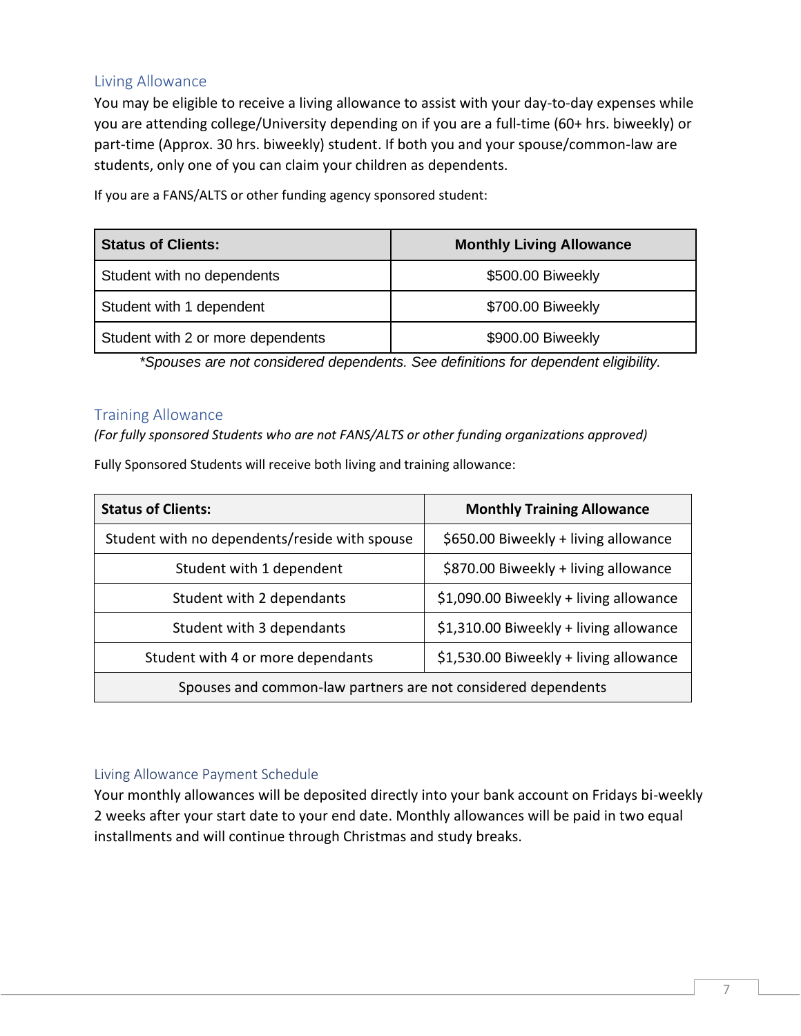## Living Allowance

You may be eligible to receive a living allowance to assist with your day-to-day expenses while you are attending college/University depending on if you are a full-time (60+ hrs. biweekly) or part-time (Approx. 30 hrs. biweekly) student. If both you and your spouse/common-law are students, only one of you can claim your children as dependents.

If you are a FANS/ALTS or other funding agency sponsored student:

| Status of Clients: | Monthly Living Allowance |
|---|---|
| Student with no dependents | $500.00 Biweekly |
| Student with 1 dependent | $700.00 Biweekly |
| Student with 2 or more dependents | $900.00 Biweekly |

*\*Spouses are not considered dependents. See definitions for dependent eligibility.*

## Training Allowance

*(For fully sponsored Students who are not FANS/ALTS or other funding organizations approved)*

Fully Sponsored Students will receive both living and training allowance:

| Status of Clients: | Monthly Training Allowance |
|---|---|
| Student with no dependents/reside with spouse | $650.00 Biweekly + living allowance |
| Student with 1 dependent | $870.00 Biweekly + living allowance |
| Student with 2 dependants | $1,090.00 Biweekly + living allowance |
| Student with 3 dependants | $1,310.00 Biweekly + living allowance |
| Student with 4 or more dependants | $1,530.00 Biweekly + living allowance |
| Spouses and common-law partners are not considered dependents | |

## Living Allowance Payment Schedule

Your monthly allowances will be deposited directly into your bank account on Fridays bi-weekly 2 weeks after your start date to your end date. Monthly allowances will be paid in two equal installments and will continue through Christmas and study breaks.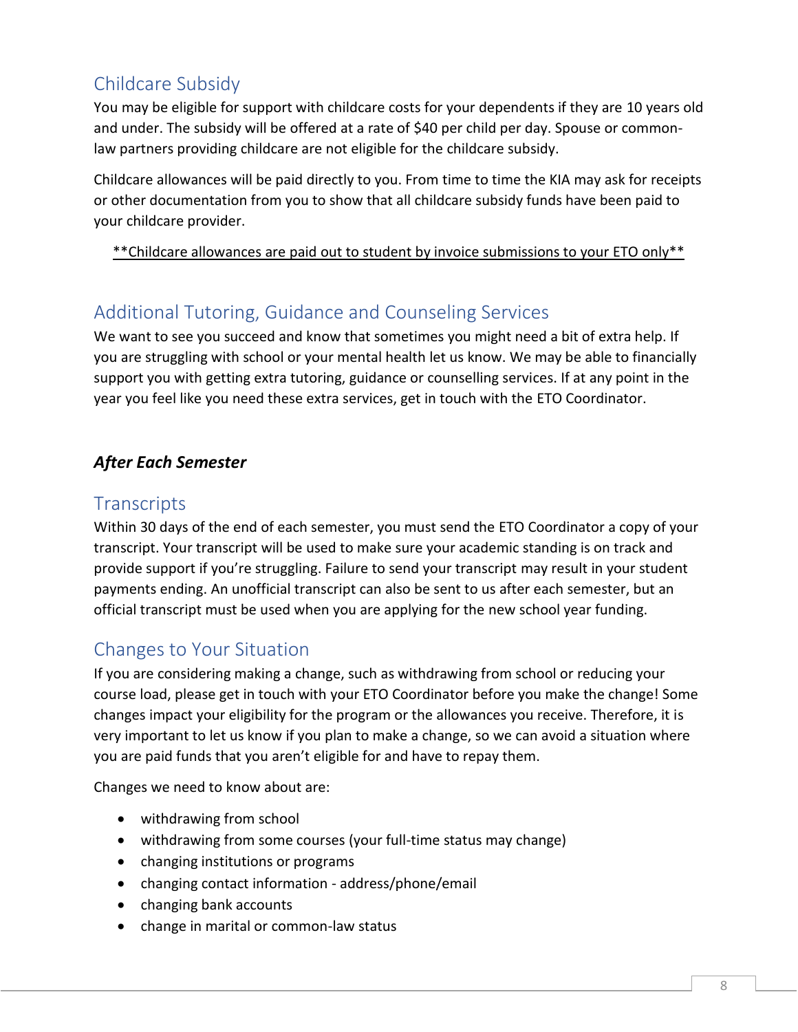## Childcare Subsidy

You may be eligible for support with childcare costs for your dependents if they are 10 years old and under. The subsidy will be offered at a rate of $40 per child per day. Spouse or common-law partners providing childcare are not eligible for the childcare subsidy.

Childcare allowances will be paid directly to you. From time to time the KIA may ask for receipts or other documentation from you to show that all childcare subsidy funds have been paid to your childcare provider.

<u>**Childcare allowances are paid out to student by invoice submissions to your ETO only**</u>

## Additional Tutoring, Guidance and Counseling Services

We want to see you succeed and know that sometimes you might need a bit of extra help. If you are struggling with school or your mental health let us know. We may be able to financially support you with getting extra tutoring, guidance or counselling services. If at any point in the year you feel like you need these extra services, get in touch with the ETO Coordinator.

### *After Each Semester*

## Transcripts

Within 30 days of the end of each semester, you must send the ETO Coordinator a copy of your transcript. Your transcript will be used to make sure your academic standing is on track and provide support if you're struggling. Failure to send your transcript may result in your student payments ending. An unofficial transcript can also be sent to us after each semester, but an official transcript must be used when you are applying for the new school year funding.

## Changes to Your Situation

If you are considering making a change, such as withdrawing from school or reducing your course load, please get in touch with your ETO Coordinator before you make the change! Some changes impact your eligibility for the program or the allowances you receive. Therefore, it is very important to let us know if you plan to make a change, so we can avoid a situation where you are paid funds that you aren't eligible for and have to repay them.

Changes we need to know about are:

- withdrawing from school
- withdrawing from some courses (your full-time status may change)
- changing institutions or programs
- changing contact information - address/phone/email
- changing bank accounts
- change in marital or common-law status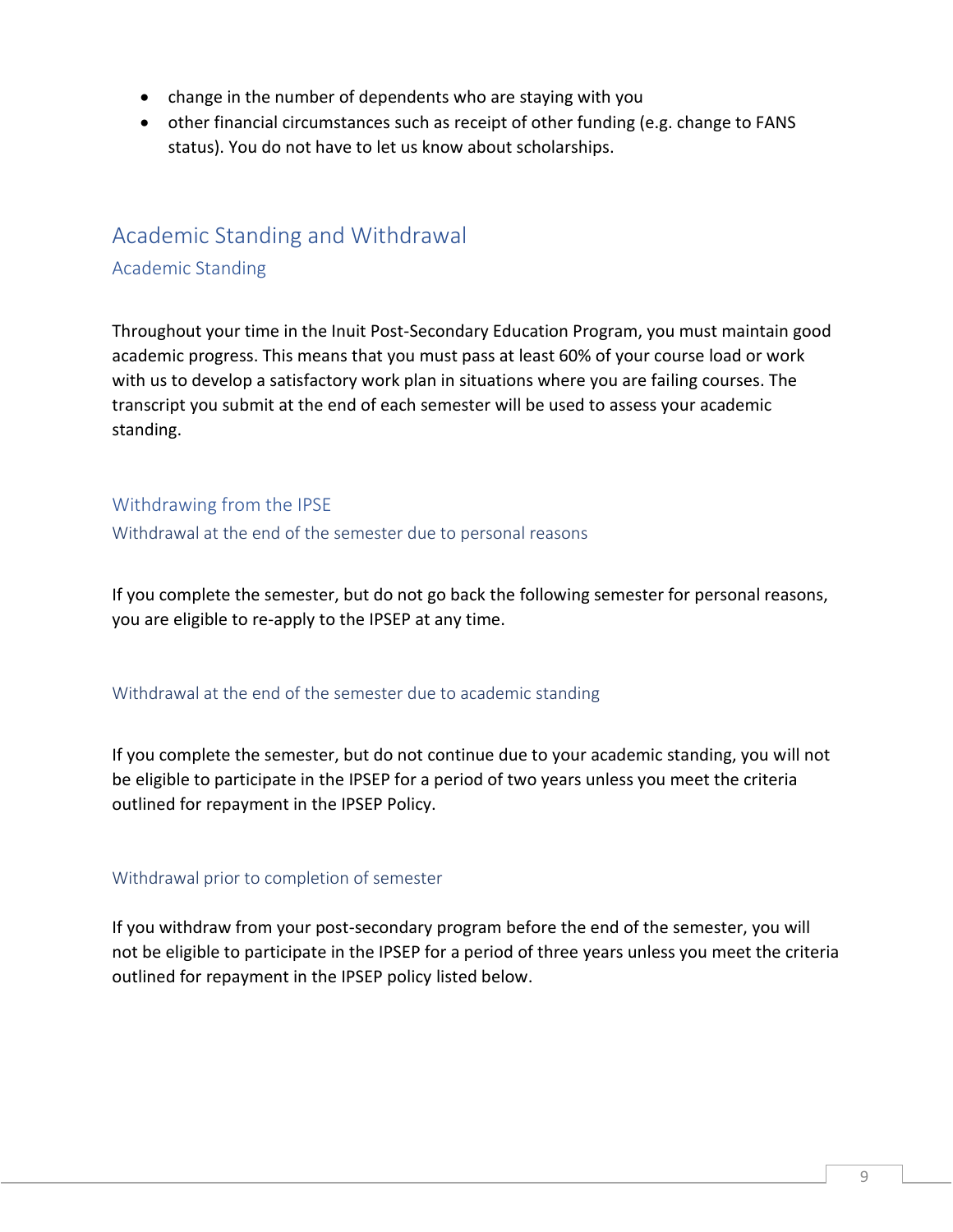- change in the number of dependents who are staying with you
- other financial circumstances such as receipt of other funding (e.g. change to FANS status). You do not have to let us know about scholarships.

## Academic Standing and Withdrawal

### Academic Standing

Throughout your time in the Inuit Post-Secondary Education Program, you must maintain good academic progress. This means that you must pass at least 60% of your course load or work with us to develop a satisfactory work plan in situations where you are failing courses. The transcript you submit at the end of each semester will be used to assess your academic standing.

### Withdrawing from the IPSE

#### Withdrawal at the end of the semester due to personal reasons

If you complete the semester, but do not go back the following semester for personal reasons, you are eligible to re-apply to the IPSEP at any time.

#### Withdrawal at the end of the semester due to academic standing

If you complete the semester, but do not continue due to your academic standing, you will not be eligible to participate in the IPSEP for a period of two years unless you meet the criteria outlined for repayment in the IPSEP Policy.

#### Withdrawal prior to completion of semester

If you withdraw from your post-secondary program before the end of the semester, you will not be eligible to participate in the IPSEP for a period of three years unless you meet the criteria outlined for repayment in the IPSEP policy listed below.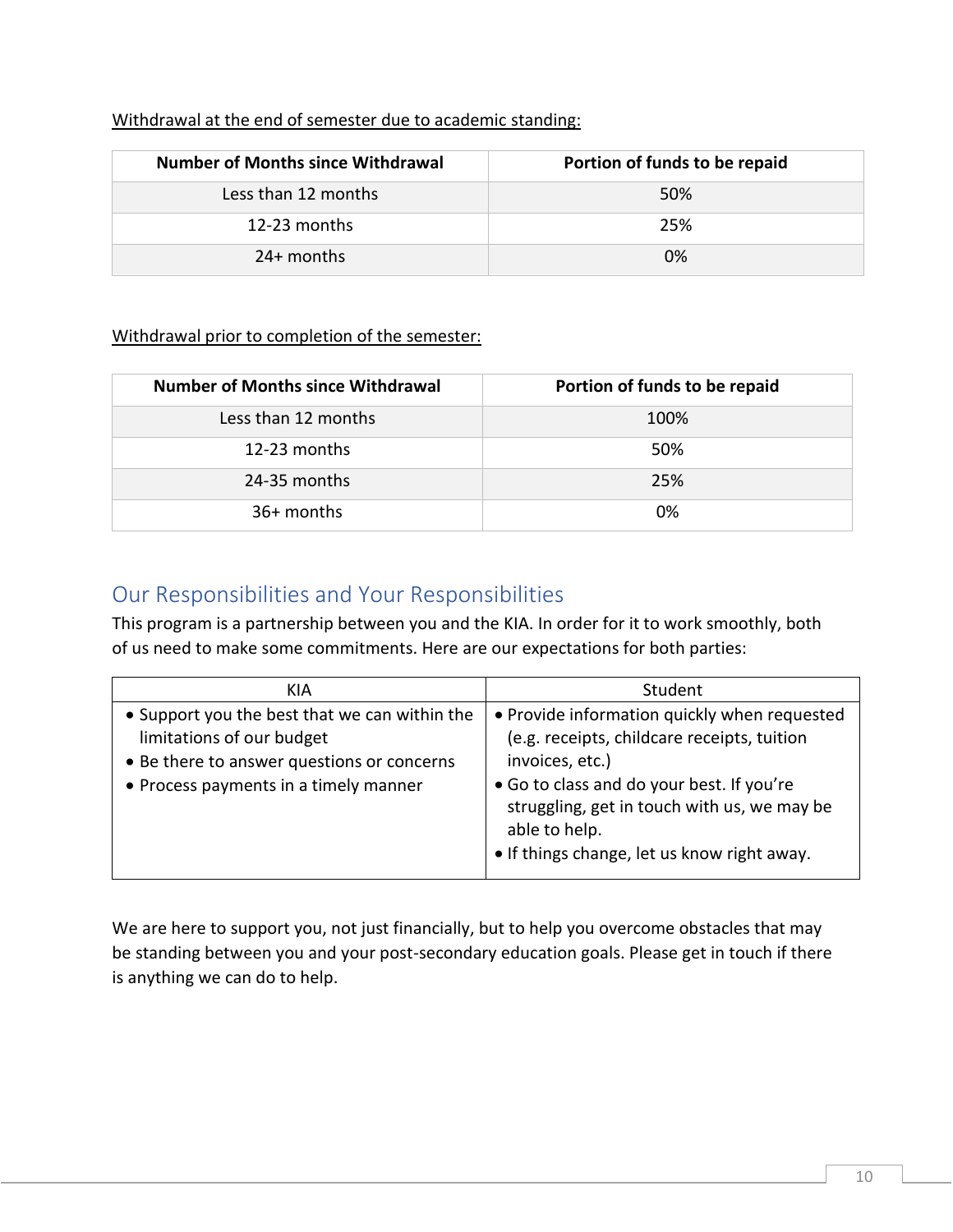Withdrawal at the end of semester due to academic standing:

| Number of Months since Withdrawal | Portion of funds to be repaid |
|---|---|
| Less than 12 months | 50% |
| 12-23 months | 25% |
| 24+ months | 0% |

Withdrawal prior to completion of the semester:

| Number of Months since Withdrawal | Portion of funds to be repaid |
|---|---|
| Less than 12 months | 100% |
| 12-23 months | 50% |
| 24-35 months | 25% |
| 36+ months | 0% |

## Our Responsibilities and Your Responsibilities

This program is a partnership between you and the KIA. In order for it to work smoothly, both of us need to make some commitments. Here are our expectations for both parties:

| KIA | Student |
|---|---|
| • Support you the best that we can within the limitations of our budget<br>• Be there to answer questions or concerns<br>• Process payments in a timely manner | • Provide information quickly when requested (e.g. receipts, childcare receipts, tuition invoices, etc.)<br>• Go to class and do your best. If you're struggling, get in touch with us, we may be able to help.<br>• If things change, let us know right away. |

We are here to support you, not just financially, but to help you overcome obstacles that may be standing between you and your post-secondary education goals. Please get in touch if there is anything we can do to help.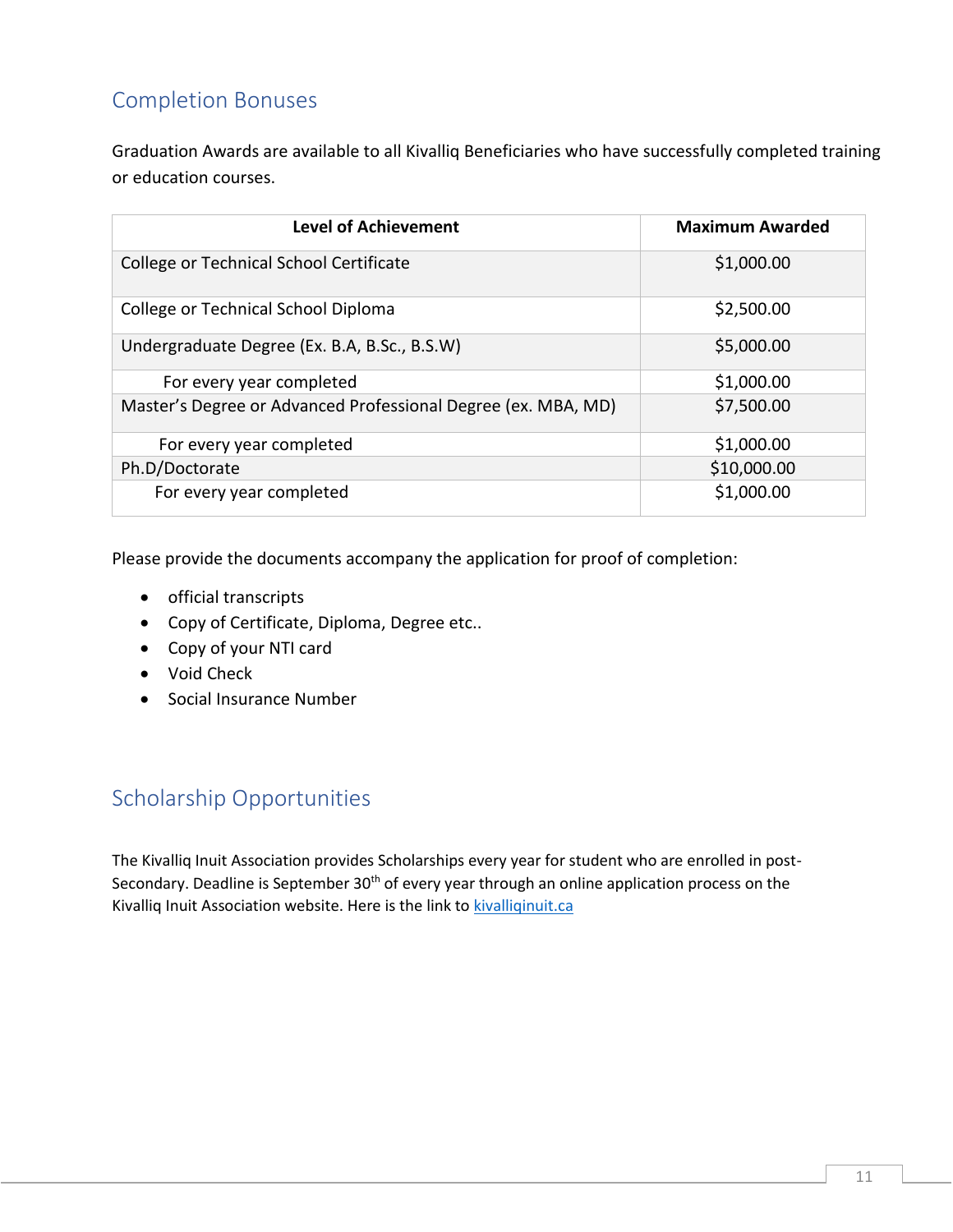## Completion Bonuses

Graduation Awards are available to all Kivalliq Beneficiaries who have successfully completed training or education courses.

| Level of Achievement | Maximum Awarded |
|---|---|
| College or Technical School Certificate | $1,000.00 |
| College or Technical School Diploma | $2,500.00 |
| Undergraduate Degree (Ex. B.A, B.Sc., B.S.W) | $5,000.00 |
| For every year completed | $1,000.00 |
| Master's Degree or Advanced Professional Degree (ex. MBA, MD) | $7,500.00 |
| For every year completed | $1,000.00 |
| Ph.D/Doctorate | $10,000.00 |
| For every year completed | $1,000.00 |

Please provide the documents accompany the application for proof of completion:

- official transcripts
- Copy of Certificate, Diploma, Degree etc..
- Copy of your NTI card
- Void Check
- Social Insurance Number

## Scholarship Opportunities

The Kivalliq Inuit Association provides Scholarships every year for student who are enrolled in post-Secondary. Deadline is September 30th of every year through an online application process on the Kivalliq Inuit Association website. Here is the link to kivalliqinuit.ca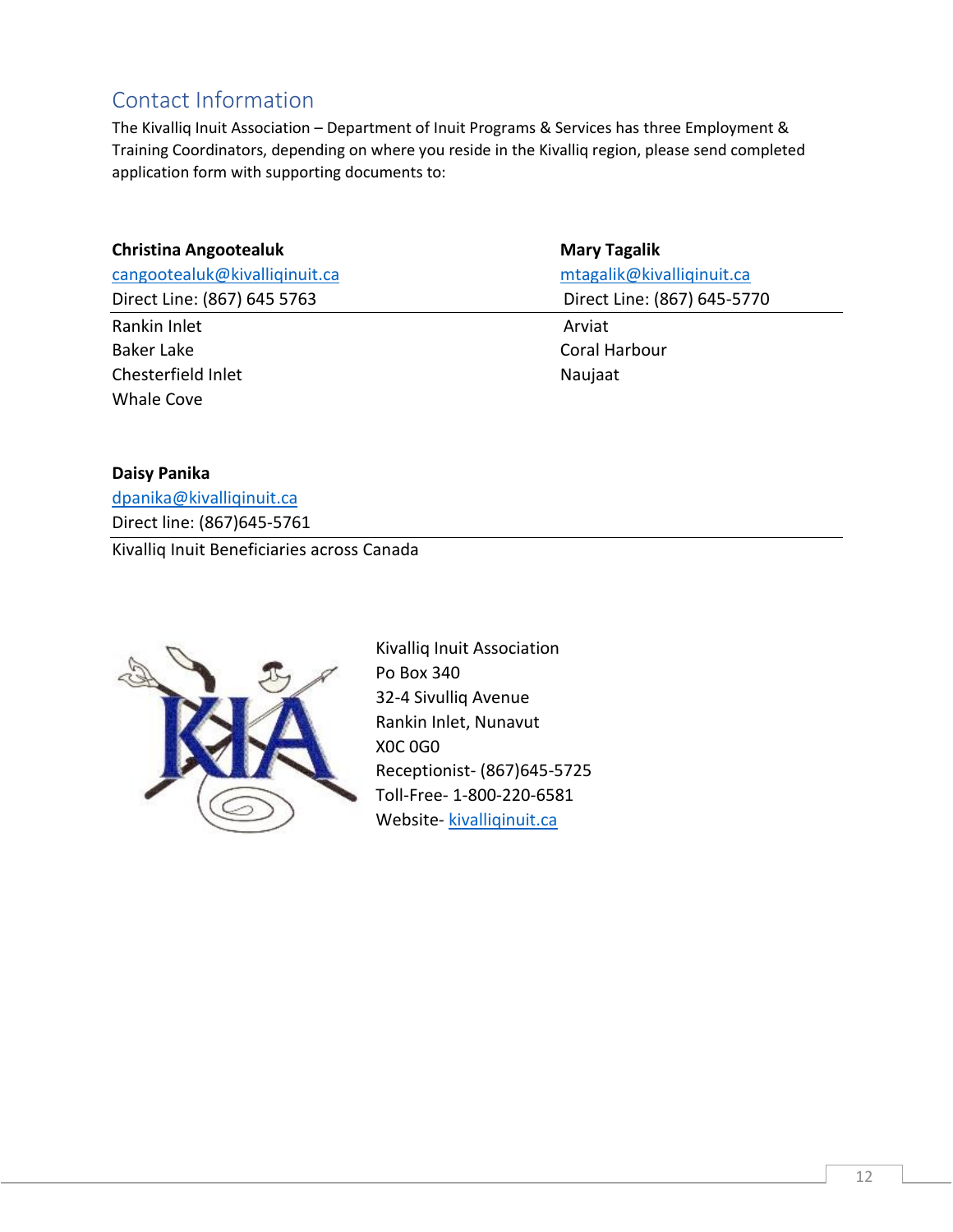## Contact Information

The Kivalliq Inuit Association – Department of Inuit Programs & Services has three Employment & Training Coordinators, depending on where you reside in the Kivalliq region, please send completed application form with supporting documents to:

**Christina Angootealuk**
cangootealuk@kivalliqinuit.ca
Direct Line: (867) 645 5763

Rankin Inlet
Baker Lake
Chesterfield Inlet
Whale Cove

**Mary Tagalik**
mtagalik@kivalliqinuit.ca
Direct Line: (867) 645-5770

Arviat
Coral Harbour
Naujaat

**Daisy Panika**
dpanika@kivalliqinuit.ca
Direct line: (867)645-5761

Kivalliq Inuit Beneficiaries across Canada

Kivalliq Inuit Association
Po Box 340
32-4 Sivulliq Avenue
Rankin Inlet, Nunavut
X0C 0G0
Receptionist- (867)645-5725
Toll-Free- 1-800-220-6581
Website- kivalliqinuit.ca